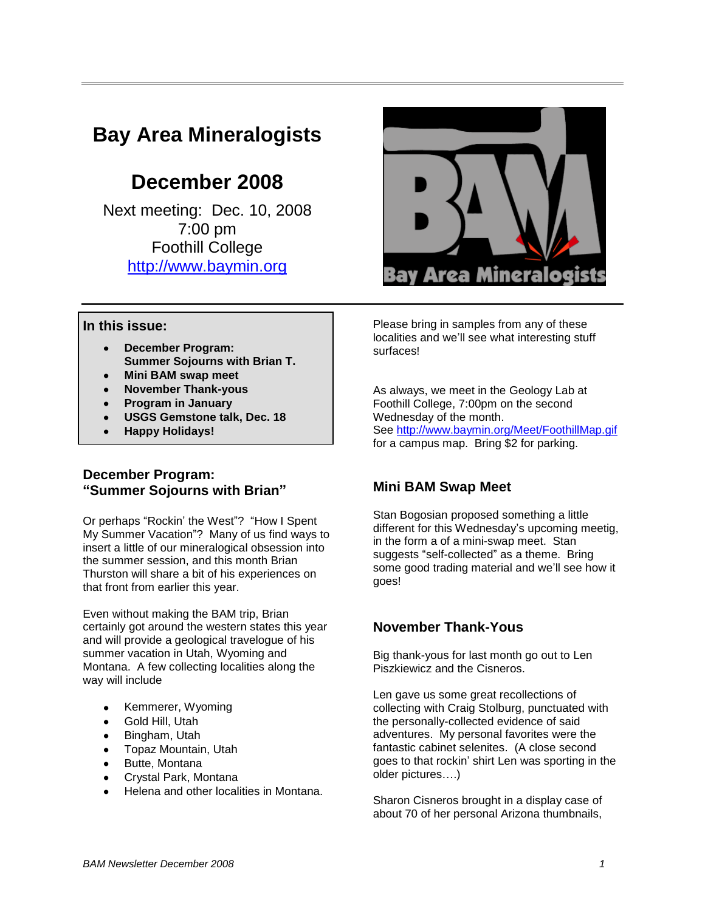# Bay Area Mineralogists

## December 2008

Next meeting: Dec. 10, 2008
7:00 pm
Foothill College
http://www.baymin.org

**In this issue:**

- **December Program: Summer Sojourns with Brian T.**
- **Mini BAM swap meet**
- **November Thank-yous**
- **Program in January**
- **USGS Gemstone talk, Dec. 18**
- **Happy Holidays!**

### December Program: "Summer Sojourns with Brian"

Or perhaps "Rockin' the West"? "How I Spent My Summer Vacation"? Many of us find ways to insert a little of our mineralogical obsession into the summer session, and this month Brian Thurston will share a bit of his experiences on that front from earlier this year.

Even without making the BAM trip, Brian certainly got around the western states this year and will provide a geological travelogue of his summer vacation in Utah, Wyoming and Montana. A few collecting localities along the way will include

- Kemmerer, Wyoming
- Gold Hill, Utah
- Bingham, Utah
- Topaz Mountain, Utah
- Butte, Montana
- Crystal Park, Montana
- Helena and other localities in Montana.

Please bring in samples from any of these localities and we'll see what interesting stuff surfaces!

As always, we meet in the Geology Lab at Foothill College, 7:00pm on the second Wednesday of the month.
See http://www.baymin.org/Meet/FoothillMap.gif for a campus map. Bring $2 for parking.

### Mini BAM Swap Meet

Stan Bogosian proposed something a little different for this Wednesday's upcoming meetig, in the form a of a mini-swap meet. Stan suggests "self-collected" as a theme. Bring some good trading material and we'll see how it goes!

### November Thank-Yous

Big thank-yous for last month go out to Len Piszkiewicz and the Cisneros.

Len gave us some great recollections of collecting with Craig Stolburg, punctuated with the personally-collected evidence of said adventures. My personal favorites were the fantastic cabinet selenites. (A close second goes to that rockin' shirt Len was sporting in the older pictures….)

Sharon Cisneros brought in a display case of about 70 of her personal Arizona thumbnails,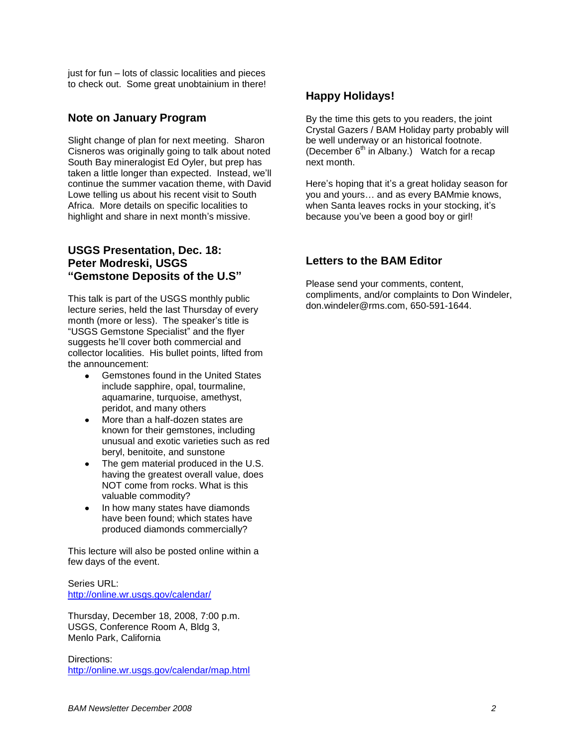just for fun – lots of classic localities and pieces to check out. Some great unobtainium in there!

## Note on January Program

Slight change of plan for next meeting. Sharon Cisneros was originally going to talk about noted South Bay mineralogist Ed Oyler, but prep has taken a little longer than expected. Instead, we'll continue the summer vacation theme, with David Lowe telling us about his recent visit to South Africa. More details on specific localities to highlight and share in next month's missive.

## USGS Presentation, Dec. 18: Peter Modreski, USGS "Gemstone Deposits of the U.S"

This talk is part of the USGS monthly public lecture series, held the last Thursday of every month (more or less). The speaker's title is "USGS Gemstone Specialist" and the flyer suggests he'll cover both commercial and collector localities. His bullet points, lifted from the announcement:

- Gemstones found in the United States include sapphire, opal, tourmaline, aquamarine, turquoise, amethyst, peridot, and many others
- More than a half-dozen states are known for their gemstones, including unusual and exotic varieties such as red beryl, benitoite, and sunstone
- The gem material produced in the U.S. having the greatest overall value, does NOT come from rocks. What is this valuable commodity?
- In how many states have diamonds have been found; which states have produced diamonds commercially?

This lecture will also be posted online within a few days of the event.

Series URL:
http://online.wr.usgs.gov/calendar/

Thursday, December 18, 2008, 7:00 p.m.
USGS, Conference Room A, Bldg 3,
Menlo Park, California

Directions:
http://online.wr.usgs.gov/calendar/map.html

## Happy Holidays!

By the time this gets to you readers, the joint Crystal Gazers / BAM Holiday party probably will be well underway or an historical footnote. (December 6th in Albany.) Watch for a recap next month.

Here's hoping that it's a great holiday season for you and yours… and as every BAMmie knows, when Santa leaves rocks in your stocking, it's because you've been a good boy or girl!

## Letters to the BAM Editor

Please send your comments, content, compliments, and/or complaints to Don Windeler, don.windeler@rms.com, 650-591-1644.